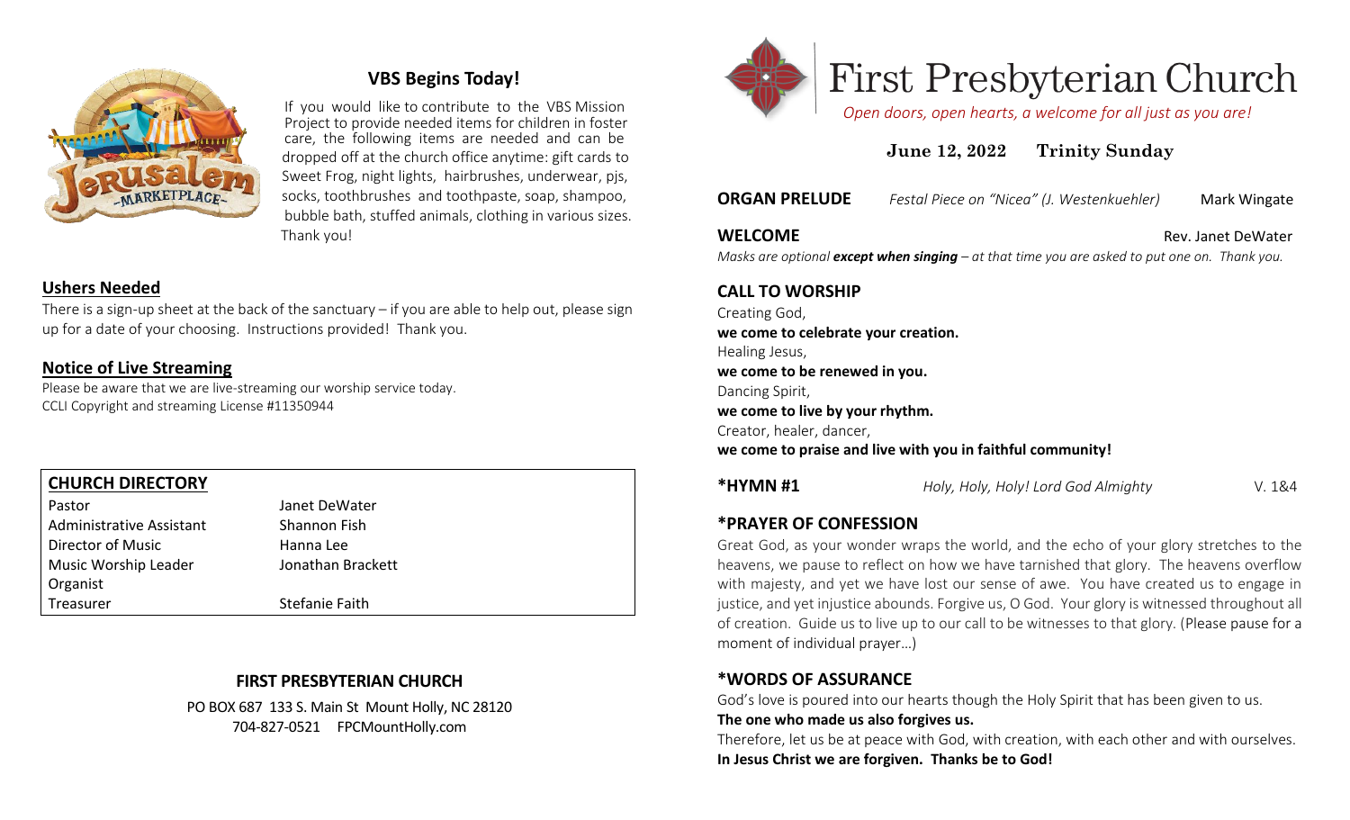## VBS Begins Today!

If you would like to contribute to the VBS Mission Project to provide needed items for children in foster care, the following items are needed and can be dropped off at the church office anytime: gift cards to Sweet Frog, night lights, hairbrushes, underwear, pjs, socks, toothbrushes and toothpaste, soap, shampoo, bubble bath, stuffed animals, clothing in various sizes. Thank you!

### Ushers Needed

There is a sign-up sheet at the back of the sanctuary – if you are able to help out, please sign up for a date of your choosing. Instructions provided! Thank you.

### Notice of Live Streaming

Please be aware that we are live-streaming our worship service today.
CCLI Copyright and streaming License #11350944

| CHURCH DIRECTORY | |
|---|---|
| Pastor | Janet DeWater |
| Administrative Assistant | Shannon Fish |
| Director of Music | Hanna Lee |
| Music Worship Leader<br>Organist | Jonathan Brackett |
| Treasurer | Stefanie Faith |

**FIRST PRESBYTERIAN CHURCH**

PO BOX 687 133 S. Main St Mount Holly, NC 28120
704-827-0521 FPCMountHolly.com

# First Presbyterian Church

*Open doors, open hearts, a welcome for all just as you are!*

**June 12, 2022 Trinity Sunday**

**ORGAN PRELUDE** *Festal Piece on "Nicea" (J. Westenkuehler)* Mark Wingate

**WELCOME** Rev. Janet DeWater

*Masks are optional* ***except when singing*** *– at that time you are asked to put one on. Thank you.*

**CALL TO WORSHIP**

Creating God,
**we come to celebrate your creation.**
Healing Jesus,
**we come to be renewed in you.**
Dancing Spirit,
**we come to live by your rhythm.**
Creator, healer, dancer,
**we come to praise and live with you in faithful community!**

**\*HYMN #1** *Holy, Holy, Holy! Lord God Almighty* V. 1&4

**\*PRAYER OF CONFESSION**

Great God, as your wonder wraps the world, and the echo of your glory stretches to the heavens, we pause to reflect on how we have tarnished that glory. The heavens overflow with majesty, and yet we have lost our sense of awe. You have created us to engage in justice, and yet injustice abounds. Forgive us, O God. Your glory is witnessed throughout all of creation. Guide us to live up to our call to be witnesses to that glory. (Please pause for a moment of individual prayer…)

**\*WORDS OF ASSURANCE**

God's love is poured into our hearts though the Holy Spirit that has been given to us.
**The one who made us also forgives us.**
Therefore, let us be at peace with God, with creation, with each other and with ourselves.
**In Jesus Christ we are forgiven. Thanks be to God!**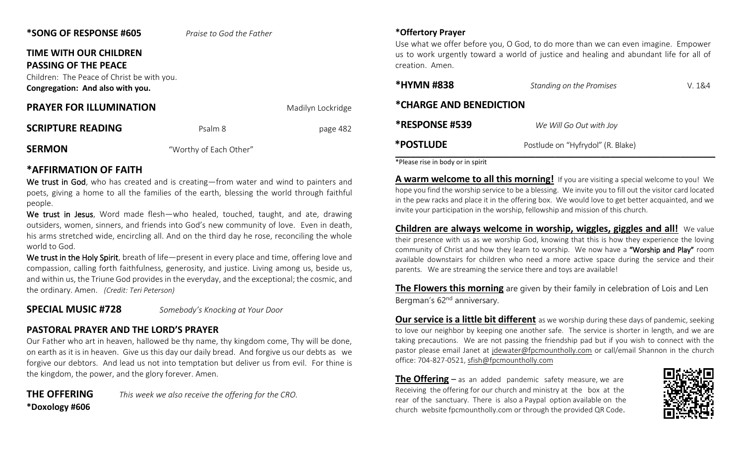**\*SONG OF RESPONSE #605** *Praise to God the Father*

**TIME WITH OUR CHILDREN**

**PASSING OF THE PEACE**

Children: The Peace of Christ be with you.
**Congregation: And also with you.**

**PRAYER FOR ILLUMINATION** Madilyn Lockridge

**SCRIPTURE READING** Psalm 8 page 482

**SERMON** "Worthy of Each Other"

## \*AFFIRMATION OF FAITH

**We trust in God**, who has created and is creating—from water and wind to painters and poets, giving a home to all the families of the earth, blessing the world through faithful people.

**We trust in Jesus**, Word made flesh—who healed, touched, taught, and ate, drawing outsiders, women, sinners, and friends into God's new community of love. Even in death, his arms stretched wide, encircling all. And on the third day he rose, reconciling the whole world to God.

**We trust in the Holy Spirit**, breath of life—present in every place and time, offering love and compassion, calling forth faithfulness, generosity, and justice. Living among us, beside us, and within us, the Triune God provides in the everyday, and the exceptional; the cosmic, and the ordinary. Amen. *(Credit: Teri Peterson)*

**SPECIAL MUSIC #728** *Somebody's Knocking at Your Door*

## PASTORAL PRAYER AND THE LORD'S PRAYER

Our Father who art in heaven, hallowed be thy name, thy kingdom come, Thy will be done, on earth as it is in heaven. Give us this day our daily bread. And forgive us our debts as we forgive our debtors. And lead us not into temptation but deliver us from evil. For thine is the kingdom, the power, and the glory forever. Amen.

**THE OFFERING** *This week we also receive the offering for the CRO.*

**\*Doxology #606**

**\*Offertory Prayer**

Use what we offer before you, O God, to do more than we can even imagine. Empower us to work urgently toward a world of justice and healing and abundant life for all of creation. Amen.

**\*HYMN #838** *Standing on the Promises* V. 1&4

**\*CHARGE AND BENEDICTION**

**\*RESPONSE #539** *We Will Go Out with Joy*

**\*POSTLUDE** Postlude on "Hyfrydol" (R. Blake)

\*Please rise in body or in spirit

**A warm welcome to all this morning!** If you are visiting a special welcome to you! We hope you find the worship service to be a blessing. We invite you to fill out the visitor card located in the pew racks and place it in the offering box. We would love to get better acquainted, and we invite your participation in the worship, fellowship and mission of this church.

**Children are always welcome in worship, wiggles, giggles and all!** We value their presence with us as we worship God, knowing that this is how they experience the loving community of Christ and how they learn to worship. We now have a **"Worship and Play"** room available downstairs for children who need a more active space during the service and their parents. We are streaming the service there and toys are available!

**The Flowers this morning** are given by their family in celebration of Lois and Len Bergman's 62nd anniversary.

**Our service is a little bit different** as we worship during these days of pandemic, seeking to love our neighbor by keeping one another safe. The service is shorter in length, and we are taking precautions. We are not passing the friendship pad but if you wish to connect with the pastor please email Janet at jdewater@fpcmountholly.com or call/email Shannon in the church office: 704-827-0521, sfish@fpcmountholly.com

**The Offering** – as an added pandemic safety measure, we are Receiving the offering for our church and ministry at the box at the rear of the sanctuary. There is also a Paypal option available on the church website fpcmountholly.com or through the provided QR Code.